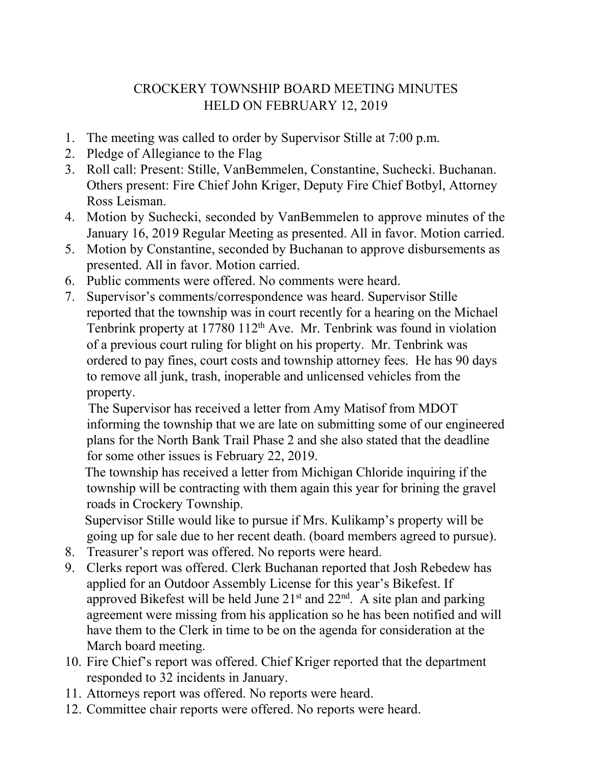# CROCKERY TOWNSHIP BOARD MEETING MINUTES
# HELD ON FEBRUARY 12, 2019

1. The meeting was called to order by Supervisor Stille at 7:00 p.m.
2. Pledge of Allegiance to the Flag
3. Roll call: Present: Stille, VanBemmelen, Constantine, Suchecki. Buchanan. Others present: Fire Chief John Kriger, Deputy Fire Chief Botbyl, Attorney Ross Leisman.
4. Motion by Suchecki, seconded by VanBemmelen to approve minutes of the January 16, 2019 Regular Meeting as presented. All in favor. Motion carried.
5. Motion by Constantine, seconded by Buchanan to approve disbursements as presented. All in favor. Motion carried.
6. Public comments were offered. No comments were heard.
7. Supervisor's comments/correspondence was heard. Supervisor Stille reported that the township was in court recently for a hearing on the Michael Tenbrink property at 17780 112th Ave. Mr. Tenbrink was found in violation of a previous court ruling for blight on his property. Mr. Tenbrink was ordered to pay fines, court costs and township attorney fees. He has 90 days to remove all junk, trash, inoperable and unlicensed vehicles from the property.

   The Supervisor has received a letter from Amy Matisof from MDOT informing the township that we are late on submitting some of our engineered plans for the North Bank Trail Phase 2 and she also stated that the deadline for some other issues is February 22, 2019.

   The township has received a letter from Michigan Chloride inquiring if the township will be contracting with them again this year for brining the gravel roads in Crockery Township.

   Supervisor Stille would like to pursue if Mrs. Kulikamp's property will be going up for sale due to her recent death. (board members agreed to pursue).
8. Treasurer's report was offered. No reports were heard.
9. Clerks report was offered. Clerk Buchanan reported that Josh Rebedew has applied for an Outdoor Assembly License for this year's Bikefest. If approved Bikefest will be held June 21st and 22nd. A site plan and parking agreement were missing from his application so he has been notified and will have them to the Clerk in time to be on the agenda for consideration at the March board meeting.
10. Fire Chief's report was offered. Chief Kriger reported that the department responded to 32 incidents in January.
11. Attorneys report was offered. No reports were heard.
12. Committee chair reports were offered. No reports were heard.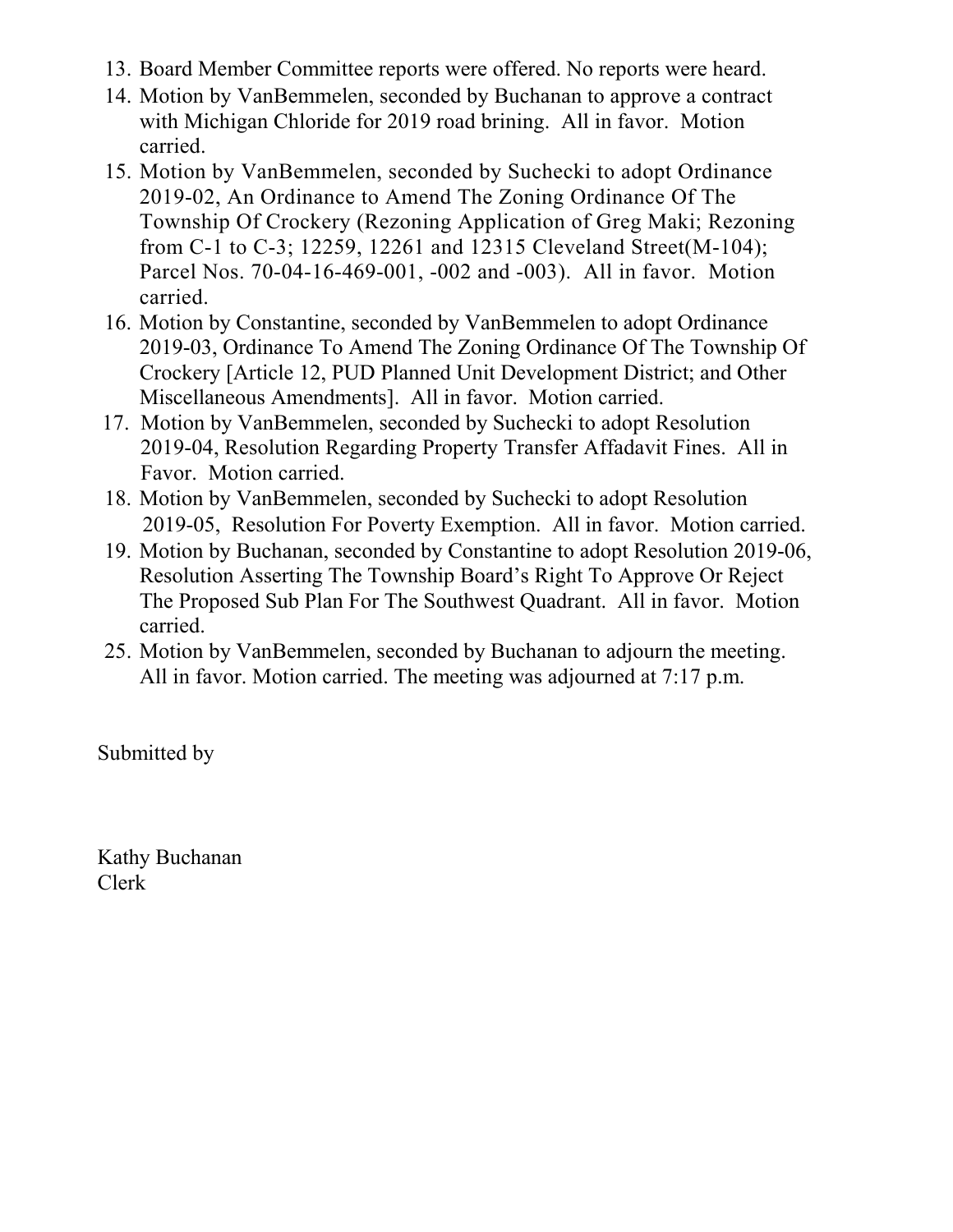13. Board Member Committee reports were offered. No reports were heard.
14. Motion by VanBemmelen, seconded by Buchanan to approve a contract with Michigan Chloride for 2019 road brining. All in favor. Motion carried.
15. Motion by VanBemmelen, seconded by Suchecki to adopt Ordinance 2019-02, An Ordinance to Amend The Zoning Ordinance Of The Township Of Crockery (Rezoning Application of Greg Maki; Rezoning from C-1 to C-3; 12259, 12261 and 12315 Cleveland Street(M-104); Parcel Nos. 70-04-16-469-001, -002 and -003). All in favor. Motion carried.
16. Motion by Constantine, seconded by VanBemmelen to adopt Ordinance 2019-03, Ordinance To Amend The Zoning Ordinance Of The Township Of Crockery [Article 12, PUD Planned Unit Development District; and Other Miscellaneous Amendments]. All in favor. Motion carried.
17. Motion by VanBemmelen, seconded by Suchecki to adopt Resolution 2019-04, Resolution Regarding Property Transfer Affadavit Fines. All in Favor. Motion carried.
18. Motion by VanBemmelen, seconded by Suchecki to adopt Resolution 2019-05, Resolution For Poverty Exemption. All in favor. Motion carried.
19. Motion by Buchanan, seconded by Constantine to adopt Resolution 2019-06, Resolution Asserting The Township Board's Right To Approve Or Reject The Proposed Sub Plan For The Southwest Quadrant. All in favor. Motion carried.
25. Motion by VanBemmelen, seconded by Buchanan to adjourn the meeting. All in favor. Motion carried. The meeting was adjourned at 7:17 p.m.

Submitted by

Kathy Buchanan
Clerk